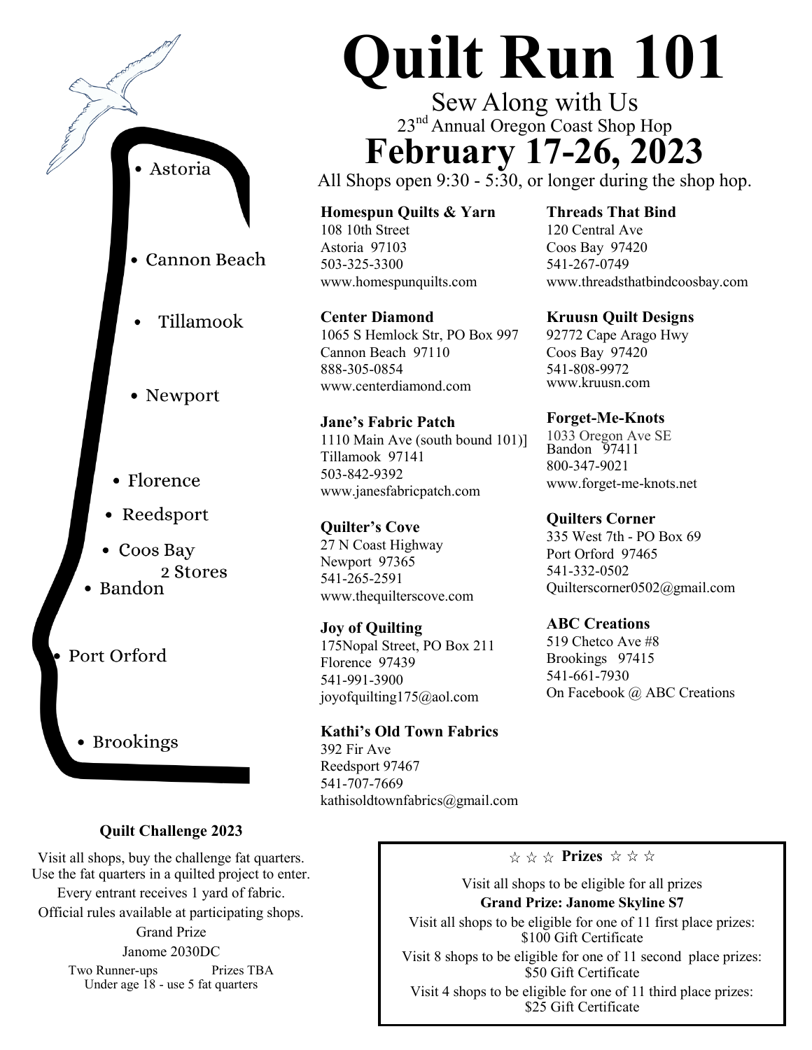# Quilt Run 101

Sew Along with Us

23rd Annual Oregon Coast Shop Hop

## February 17-26, 2023

All Shops open 9:30 - 5:30, or longer during the shop hop.

- Astoria
- Cannon Beach
- Tillamook
- Newport
- Florence
- Reedsport
- Coos Bay 2 Stores
- Bandon
- Port Orford
- Brookings

**Homespun Quilts & Yarn**
108 10th Street
Astoria 97103
503-325-3300
www.homespunquilts.com

**Center Diamond**
1065 S Hemlock Str, PO Box 997
Cannon Beach 97110
888-305-0854
www.centerdiamond.com

**Jane's Fabric Patch**
1110 Main Ave (south bound 101)]
Tillamook 97141
503-842-9392
www.janesfabricpatch.com

**Quilter's Cove**
27 N Coast Highway
Newport 97365
541-265-2591
www.thequilterscove.com

**Joy of Quilting**
175Nopal Street, PO Box 211
Florence 97439
541-991-3900
joyofquilting175@aol.com

**Kathi's Old Town Fabrics**
392 Fir Ave
Reedsport 97467
541-707-7669
kathisoldtownfabrics@gmail.com

**Threads That Bind**
120 Central Ave
Coos Bay 97420
541-267-0749
www.threadsthatbindcoosbay.com

**Kruusn Quilt Designs**
92772 Cape Arago Hwy
Coos Bay 97420
541-808-9972
www.kruusn.com

**Forget-Me-Knots**
1033 Oregon Ave SE
Bandon 97411
800-347-9021
www.forget-me-knots.net

**Quilters Corner**
335 West 7th - PO Box 69
Port Orford 97465
541-332-0502
Quilterscorner0502@gmail.com

**ABC Creations**
519 Chetco Ave #8
Brookings 97415
541-661-7930
On Facebook @ ABC Creations

### Quilt Challenge 2023

Visit all shops, buy the challenge fat quarters.
Use the fat quarters in a quilted project to enter.
Every entrant receives 1 yard of fabric.
Official rules available at participating shops.
Grand Prize
Janome 2030DC
Two Runner-ups Prizes TBA
Under age 18 - use 5 fat quarters

### ☆ ☆ ☆ Prizes ☆ ☆ ☆

Visit all shops to be eligible for all prizes

**Grand Prize: Janome Skyline S7**

Visit all shops to be eligible for one of 11 first place prizes: $100 Gift Certificate

Visit 8 shops to be eligible for one of 11 second place prizes: $50 Gift Certificate

Visit 4 shops to be eligible for one of 11 third place prizes: $25 Gift Certificate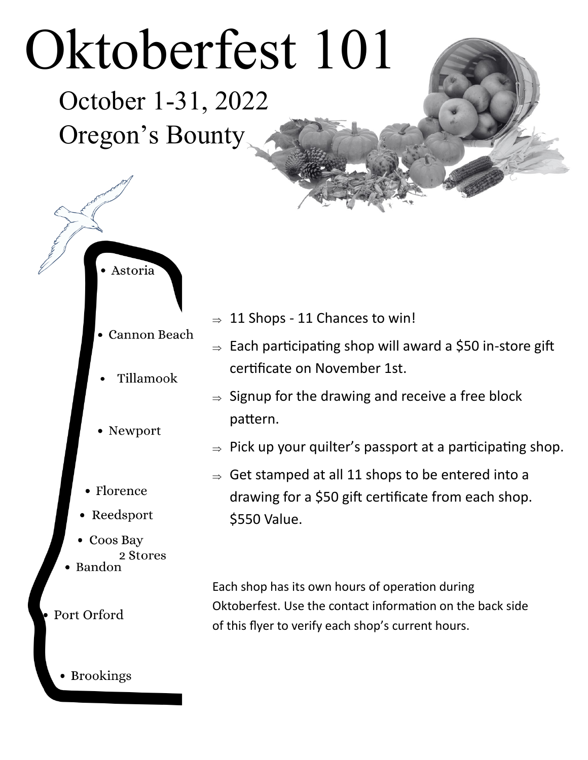# Oktoberfest 101

## October 1-31, 2022
## Oregon's Bounty

- Astoria
- Cannon Beach
- Tillamook
- Newport
- Florence
- Reedsport
- Coos Bay 2 Stores
- Bandon
- Port Orford
- Brookings

- 11 Shops - 11 Chances to win!
- Each participating shop will award a $50 in-store gift certificate on November 1st.
- Signup for the drawing and receive a free block pattern.
- Pick up your quilter's passport at a participating shop.
- Get stamped at all 11 shops to be entered into a drawing for a $50 gift certificate from each shop. $550 Value.

Each shop has its own hours of operation during Oktoberfest. Use the contact information on the back side of this flyer to verify each shop's current hours.